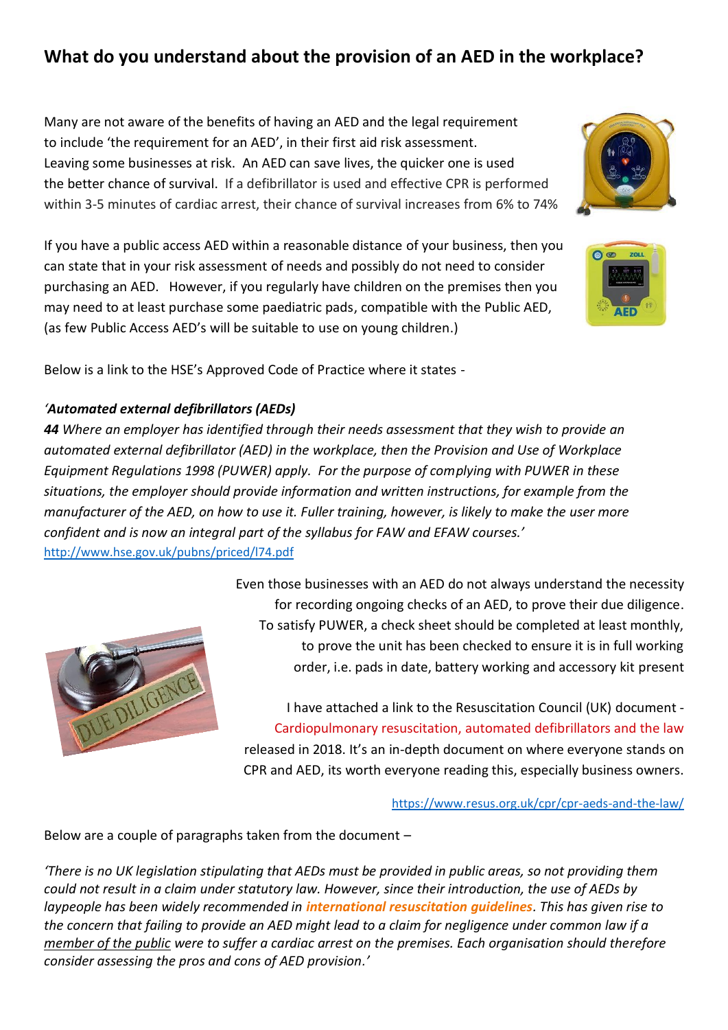# What do you understand about the provision of an AED in the workplace?

Many are not aware of the benefits of having an AED and the legal requirement to include 'the requirement for an AED', in their first aid risk assessment. Leaving some businesses at risk. An AED can save lives, the quicker one is used the better chance of survival. If a defibrillator is used and effective CPR is performed within 3-5 minutes of cardiac arrest, their chance of survival increases from 6% to 74%

If you have a public access AED within a reasonable distance of your business, then you can state that in your risk assessment of needs and possibly do not need to consider purchasing an AED. However, if you regularly have children on the premises then you may need to at least purchase some paediatric pads, compatible with the Public AED, (as few Public Access AED's will be suitable to use on young children.)

Below is a link to the HSE's Approved Code of Practice where it states -

*'**Automated external defibrillators (AEDs)***
***44*** *Where an employer has identified through their needs assessment that they wish to provide an automated external defibrillator (AED) in the workplace, then the Provision and Use of Workplace Equipment Regulations 1998 (PUWER) apply. For the purpose of complying with PUWER in these situations, the employer should provide information and written instructions, for example from the manufacturer of the AED, on how to use it. Fuller training, however, is likely to make the user more confident and is now an integral part of the syllabus for FAW and EFAW courses.'*
http://www.hse.gov.uk/pubns/priced/l74.pdf

Even those businesses with an AED do not always understand the necessity for recording ongoing checks of an AED, to prove their due diligence. To satisfy PUWER, a check sheet should be completed at least monthly, to prove the unit has been checked to ensure it is in full working order, i.e. pads in date, battery working and accessory kit present

I have attached a link to the Resuscitation Council (UK) document - Cardiopulmonary resuscitation, automated defibrillators and the law released in 2018. It's an in-depth document on where everyone stands on CPR and AED, its worth everyone reading this, especially business owners.

https://www.resus.org.uk/cpr/cpr-aeds-and-the-law/

Below are a couple of paragraphs taken from the document –

*'There is no UK legislation stipulating that AEDs must be provided in public areas, so not providing them could not result in a claim under statutory law. However, since their introduction, the use of AEDs by laypeople has been widely recommended in **international resuscitation guidelines**. This has given rise to the concern that failing to provide an AED might lead to a claim for negligence under common law if a member of the public were to suffer a cardiac arrest on the premises. Each organisation should therefore consider assessing the pros and cons of AED provision.'*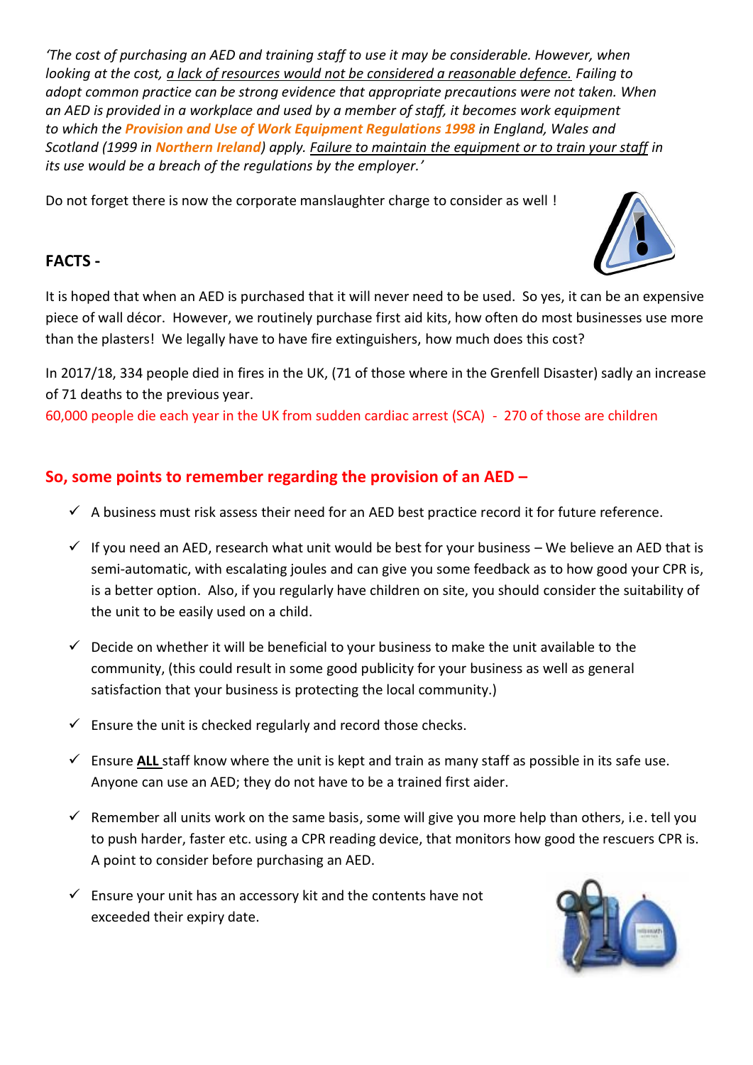*'The cost of purchasing an AED and training staff to use it may be considerable. However, when looking at the cost, a lack of resources would not be considered a reasonable defence. Failing to adopt common practice can be strong evidence that appropriate precautions were not taken. When an AED is provided in a workplace and used by a member of staff, it becomes work equipment to which the* ***Provision and Use of Work Equipment Regulations 1998*** *in England, Wales and Scotland (1999 in* ***Northern Ireland****) apply. Failure to maintain the equipment or to train your staff in its use would be a breach of the regulations by the employer.'*

Do not forget there is now the corporate manslaughter charge to consider as well !

**FACTS -**

It is hoped that when an AED is purchased that it will never need to be used. So yes, it can be an expensive piece of wall décor. However, we routinely purchase first aid kits, how often do most businesses use more than the plasters! We legally have to have fire extinguishers, how much does this cost?

In 2017/18, 334 people died in fires in the UK, (71 of those where in the Grenfell Disaster) sadly an increase of 71 deaths to the previous year.

60,000 people die each year in the UK from sudden cardiac arrest (SCA) - 270 of those are children

## So, some points to remember regarding the provision of an AED –

- ✓ A business must risk assess their need for an AED best practice record it for future reference.
- ✓ If you need an AED, research what unit would be best for your business – We believe an AED that is semi-automatic, with escalating joules and can give you some feedback as to how good your CPR is, is a better option. Also, if you regularly have children on site, you should consider the suitability of the unit to be easily used on a child.
- ✓ Decide on whether it will be beneficial to your business to make the unit available to the community, (this could result in some good publicity for your business as well as general satisfaction that your business is protecting the local community.)
- ✓ Ensure the unit is checked regularly and record those checks.
- ✓ Ensure **ALL** staff know where the unit is kept and train as many staff as possible in its safe use. Anyone can use an AED; they do not have to be a trained first aider.
- ✓ Remember all units work on the same basis, some will give you more help than others, i.e. tell you to push harder, faster etc. using a CPR reading device, that monitors how good the rescuers CPR is. A point to consider before purchasing an AED.
- ✓ Ensure your unit has an accessory kit and the contents have not exceeded their expiry date.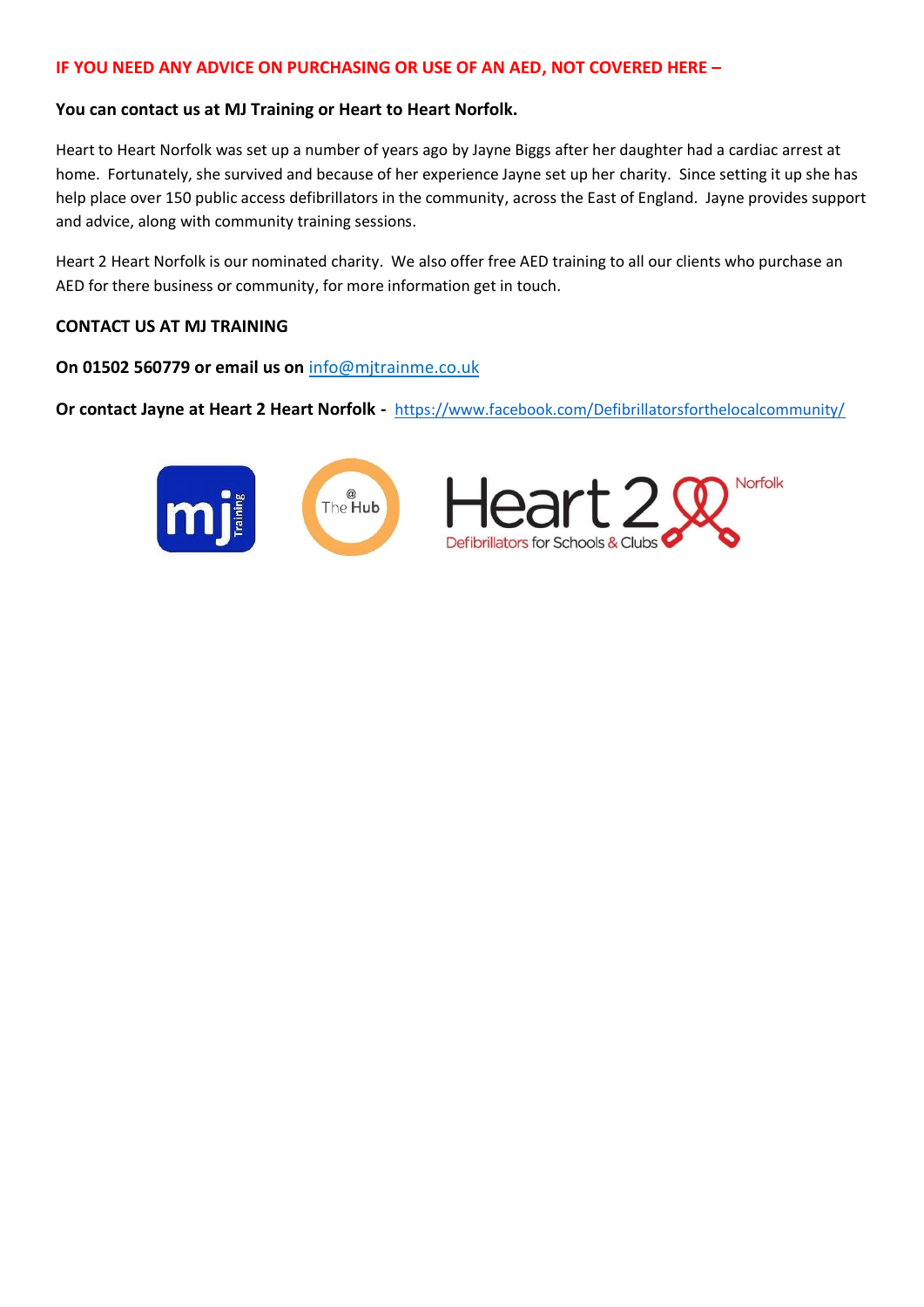**IF YOU NEED ANY ADVICE ON PURCHASING OR USE OF AN AED, NOT COVERED HERE –**

**You can contact us at MJ Training or Heart to Heart Norfolk.**

Heart to Heart Norfolk was set up a number of years ago by Jayne Biggs after her daughter had a cardiac arrest at home. Fortunately, she survived and because of her experience Jayne set up her charity. Since setting it up she has help place over 150 public access defibrillators in the community, across the East of England. Jayne provides support and advice, along with community training sessions.

Heart 2 Heart Norfolk is our nominated charity. We also offer free AED training to all our clients who purchase an AED for there business or community, for more information get in touch.

**CONTACT US AT MJ TRAINING**

**On 01502 560779 or email us on** info@mjtrainme.co.uk

**Or contact Jayne at Heart 2 Heart Norfolk -** https://www.facebook.com/Defibrillatorsforthelocalcommunity/

mj Training

@ The Hub

Heart 2 Norfolk
Defibrillators for Schools & Clubs